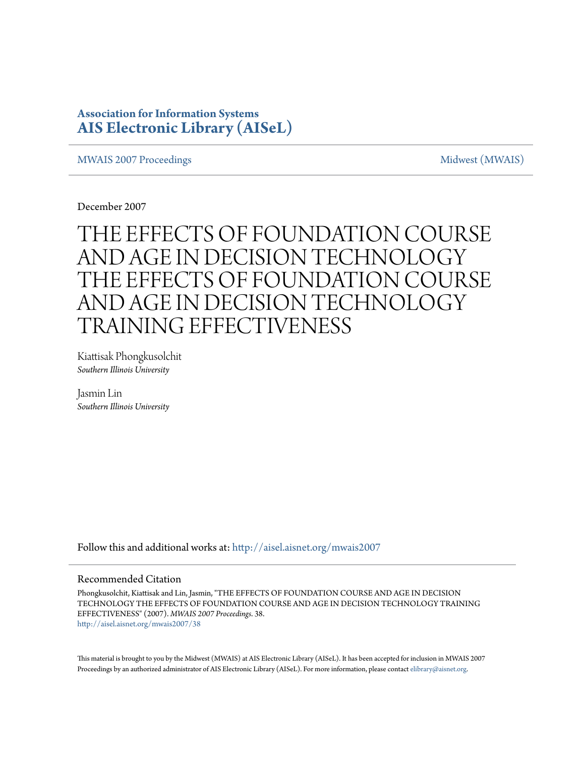**Association for Information Systems**
**AIS Electronic Library (AISeL)**

MWAIS 2007 Proceedings | Midwest (MWAIS)

December 2007

# THE EFFECTS OF FOUNDATION COURSE AND AGE IN DECISION TECHNOLOGY THE EFFECTS OF FOUNDATION COURSE AND AGE IN DECISION TECHNOLOGY TRAINING EFFECTIVENESS

Kiattisak Phongkusolchit
*Southern Illinois University*

Jasmin Lin
*Southern Illinois University*

Follow this and additional works at: http://aisel.aisnet.org/mwais2007

## Recommended Citation

Phongkusolchit, Kiattisak and Lin, Jasmin, "THE EFFECTS OF FOUNDATION COURSE AND AGE IN DECISION TECHNOLOGY THE EFFECTS OF FOUNDATION COURSE AND AGE IN DECISION TECHNOLOGY TRAINING EFFECTIVENESS" (2007). *MWAIS 2007 Proceedings*. 38.
http://aisel.aisnet.org/mwais2007/38

This material is brought to you by the Midwest (MWAIS) at AIS Electronic Library (AISeL). It has been accepted for inclusion in MWAIS 2007 Proceedings by an authorized administrator of AIS Electronic Library (AISeL). For more information, please contact elibrary@aisnet.org.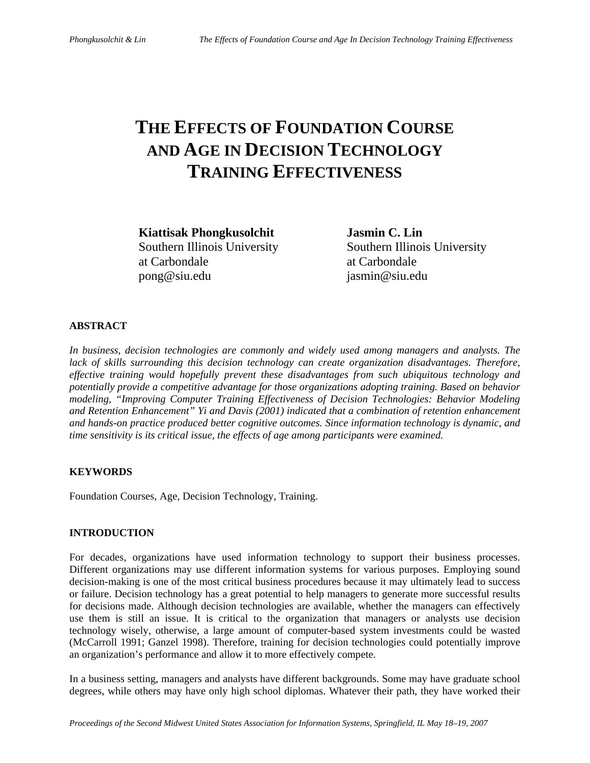# THE EFFECTS OF FOUNDATION COURSE AND AGE IN DECISION TECHNOLOGY TRAINING EFFECTIVENESS

**Kiattisak Phongkusolchit**
Southern Illinois University
at Carbondale
pong@siu.edu

**Jasmin C. Lin**
Southern Illinois University
at Carbondale
jasmin@siu.edu

## ABSTRACT

*In business, decision technologies are commonly and widely used among managers and analysts. The lack of skills surrounding this decision technology can create organization disadvantages. Therefore, effective training would hopefully prevent these disadvantages from such ubiquitous technology and potentially provide a competitive advantage for those organizations adopting training. Based on behavior modeling, "Improving Computer Training Effectiveness of Decision Technologies: Behavior Modeling and Retention Enhancement" Yi and Davis (2001) indicated that a combination of retention enhancement and hands-on practice produced better cognitive outcomes. Since information technology is dynamic, and time sensitivity is its critical issue, the effects of age among participants were examined.*

## KEYWORDS

Foundation Courses, Age, Decision Technology, Training.

## INTRODUCTION

For decades, organizations have used information technology to support their business processes. Different organizations may use different information systems for various purposes. Employing sound decision-making is one of the most critical business procedures because it may ultimately lead to success or failure. Decision technology has a great potential to help managers to generate more successful results for decisions made. Although decision technologies are available, whether the managers can effectively use them is still an issue. It is critical to the organization that managers or analysts use decision technology wisely, otherwise, a large amount of computer-based system investments could be wasted (McCarroll 1991; Ganzel 1998). Therefore, training for decision technologies could potentially improve an organization's performance and allow it to more effectively compete.

In a business setting, managers and analysts have different backgrounds. Some may have graduate school degrees, while others may have only high school diplomas. Whatever their path, they have worked their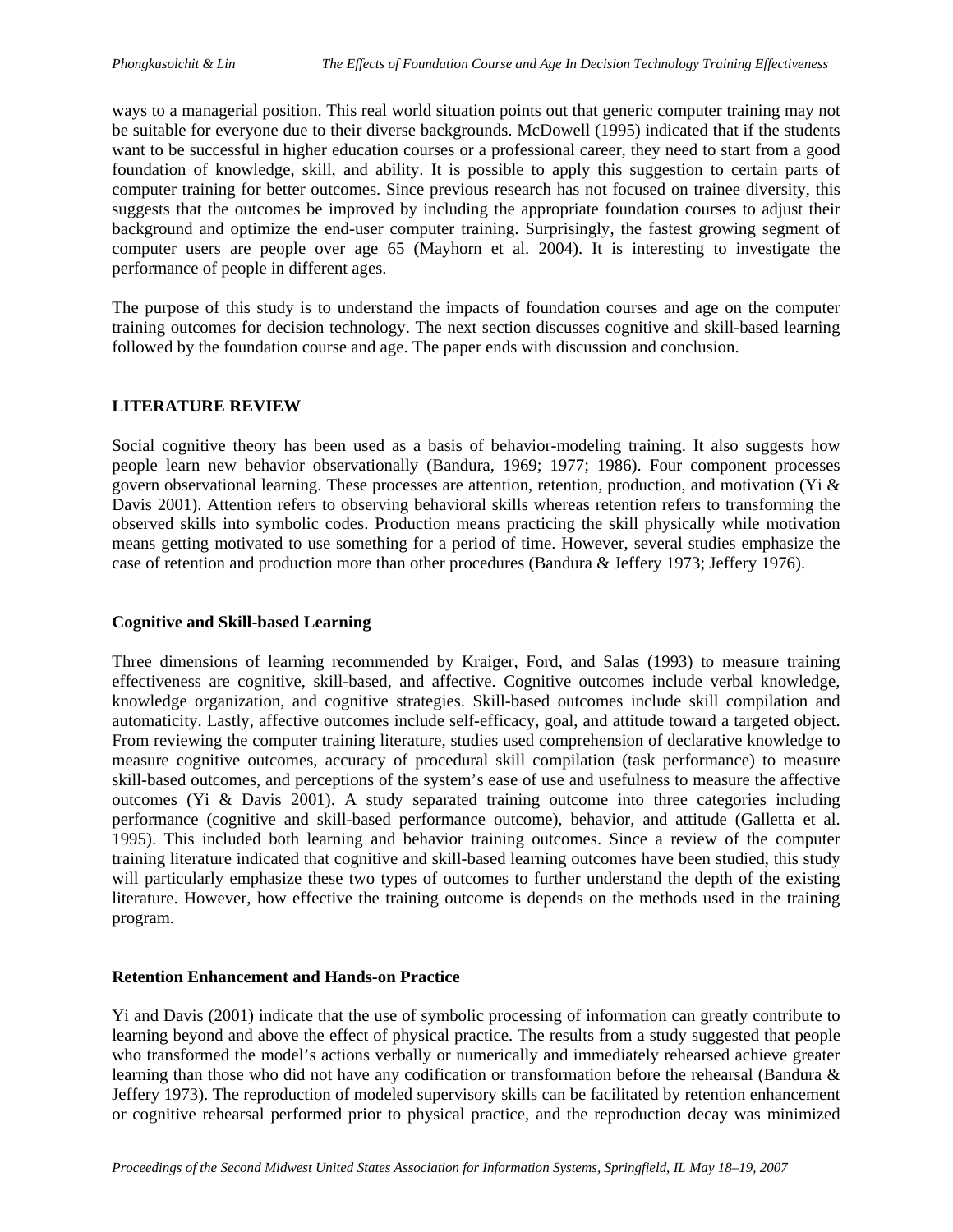ways to a managerial position. This real world situation points out that generic computer training may not be suitable for everyone due to their diverse backgrounds. McDowell (1995) indicated that if the students want to be successful in higher education courses or a professional career, they need to start from a good foundation of knowledge, skill, and ability. It is possible to apply this suggestion to certain parts of computer training for better outcomes. Since previous research has not focused on trainee diversity, this suggests that the outcomes be improved by including the appropriate foundation courses to adjust their background and optimize the end-user computer training. Surprisingly, the fastest growing segment of computer users are people over age 65 (Mayhorn et al. 2004). It is interesting to investigate the performance of people in different ages.

The purpose of this study is to understand the impacts of foundation courses and age on the computer training outcomes for decision technology. The next section discusses cognitive and skill-based learning followed by the foundation course and age. The paper ends with discussion and conclusion.

## LITERATURE REVIEW

Social cognitive theory has been used as a basis of behavior-modeling training. It also suggests how people learn new behavior observationally (Bandura, 1969; 1977; 1986). Four component processes govern observational learning. These processes are attention, retention, production, and motivation (Yi & Davis 2001). Attention refers to observing behavioral skills whereas retention refers to transforming the observed skills into symbolic codes. Production means practicing the skill physically while motivation means getting motivated to use something for a period of time. However, several studies emphasize the case of retention and production more than other procedures (Bandura & Jeffery 1973; Jeffery 1976).

### Cognitive and Skill-based Learning

Three dimensions of learning recommended by Kraiger, Ford, and Salas (1993) to measure training effectiveness are cognitive, skill-based, and affective. Cognitive outcomes include verbal knowledge, knowledge organization, and cognitive strategies. Skill-based outcomes include skill compilation and automaticity. Lastly, affective outcomes include self-efficacy, goal, and attitude toward a targeted object. From reviewing the computer training literature, studies used comprehension of declarative knowledge to measure cognitive outcomes, accuracy of procedural skill compilation (task performance) to measure skill-based outcomes, and perceptions of the system's ease of use and usefulness to measure the affective outcomes (Yi & Davis 2001). A study separated training outcome into three categories including performance (cognitive and skill-based performance outcome), behavior, and attitude (Galletta et al. 1995). This included both learning and behavior training outcomes. Since a review of the computer training literature indicated that cognitive and skill-based learning outcomes have been studied, this study will particularly emphasize these two types of outcomes to further understand the depth of the existing literature. However, how effective the training outcome is depends on the methods used in the training program.

### Retention Enhancement and Hands-on Practice

Yi and Davis (2001) indicate that the use of symbolic processing of information can greatly contribute to learning beyond and above the effect of physical practice. The results from a study suggested that people who transformed the model's actions verbally or numerically and immediately rehearsed achieve greater learning than those who did not have any codification or transformation before the rehearsal (Bandura & Jeffery 1973). The reproduction of modeled supervisory skills can be facilitated by retention enhancement or cognitive rehearsal performed prior to physical practice, and the reproduction decay was minimized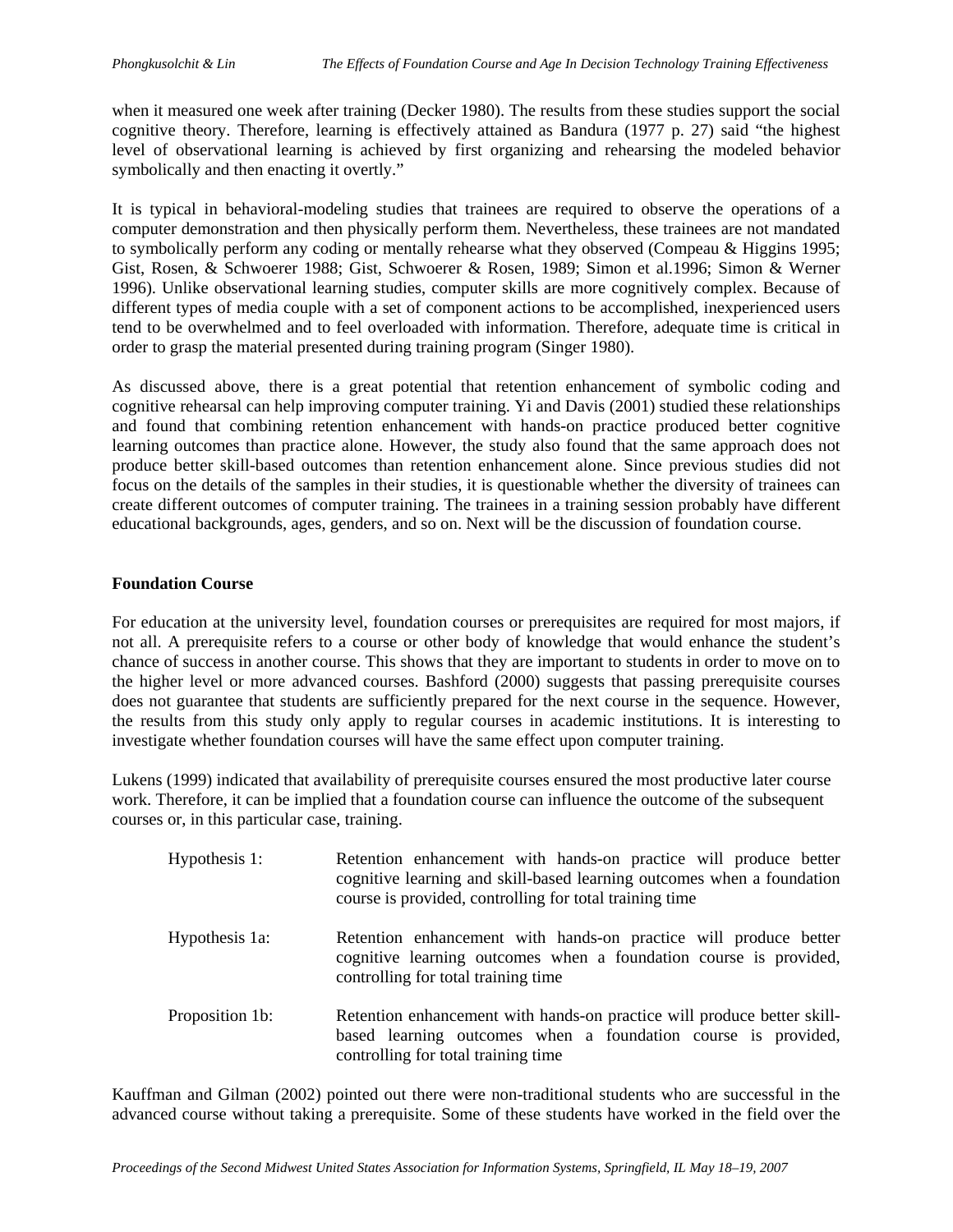when it measured one week after training (Decker 1980). The results from these studies support the social cognitive theory. Therefore, learning is effectively attained as Bandura (1977 p. 27) said "the highest level of observational learning is achieved by first organizing and rehearsing the modeled behavior symbolically and then enacting it overtly."

It is typical in behavioral-modeling studies that trainees are required to observe the operations of a computer demonstration and then physically perform them. Nevertheless, these trainees are not mandated to symbolically perform any coding or mentally rehearse what they observed (Compeau & Higgins 1995; Gist, Rosen, & Schwoerer 1988; Gist, Schwoerer & Rosen, 1989; Simon et al.1996; Simon & Werner 1996). Unlike observational learning studies, computer skills are more cognitively complex. Because of different types of media couple with a set of component actions to be accomplished, inexperienced users tend to be overwhelmed and to feel overloaded with information. Therefore, adequate time is critical in order to grasp the material presented during training program (Singer 1980).

As discussed above, there is a great potential that retention enhancement of symbolic coding and cognitive rehearsal can help improving computer training. Yi and Davis (2001) studied these relationships and found that combining retention enhancement with hands-on practice produced better cognitive learning outcomes than practice alone. However, the study also found that the same approach does not produce better skill-based outcomes than retention enhancement alone. Since previous studies did not focus on the details of the samples in their studies, it is questionable whether the diversity of trainees can create different outcomes of computer training. The trainees in a training session probably have different educational backgrounds, ages, genders, and so on. Next will be the discussion of foundation course.

**Foundation Course**

For education at the university level, foundation courses or prerequisites are required for most majors, if not all. A prerequisite refers to a course or other body of knowledge that would enhance the student's chance of success in another course. This shows that they are important to students in order to move on to the higher level or more advanced courses. Bashford (2000) suggests that passing prerequisite courses does not guarantee that students are sufficiently prepared for the next course in the sequence. However, the results from this study only apply to regular courses in academic institutions. It is interesting to investigate whether foundation courses will have the same effect upon computer training.

Lukens (1999) indicated that availability of prerequisite courses ensured the most productive later course work. Therefore, it can be implied that a foundation course can influence the outcome of the subsequent courses or, in this particular case, training.

Hypothesis 1: Retention enhancement with hands-on practice will produce better cognitive learning and skill-based learning outcomes when a foundation course is provided, controlling for total training time

Hypothesis 1a: Retention enhancement with hands-on practice will produce better cognitive learning outcomes when a foundation course is provided, controlling for total training time

Proposition 1b: Retention enhancement with hands-on practice will produce better skill-based learning outcomes when a foundation course is provided, controlling for total training time

Kauffman and Gilman (2002) pointed out there were non-traditional students who are successful in the advanced course without taking a prerequisite. Some of these students have worked in the field over the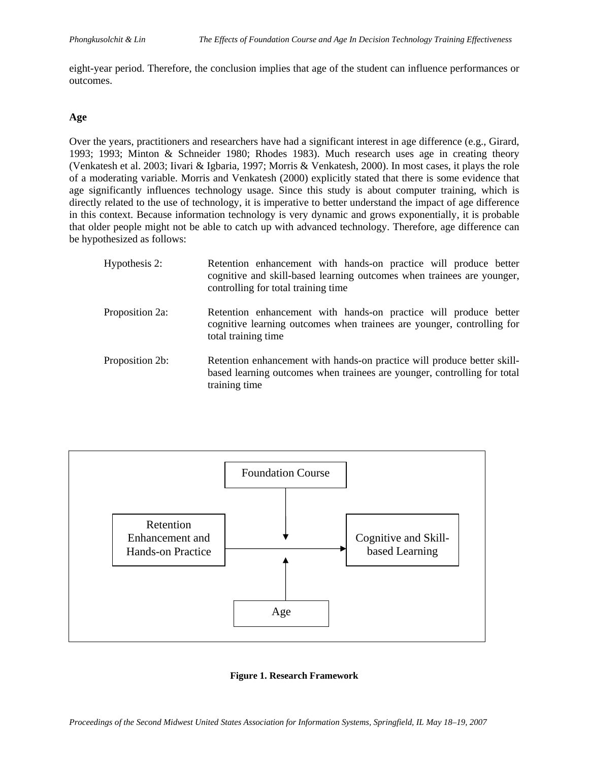eight-year period. Therefore, the conclusion implies that age of the student can influence performances or outcomes.

### Age

Over the years, practitioners and researchers have had a significant interest in age difference (e.g., Girard, 1993; 1993; Minton & Schneider 1980; Rhodes 1983). Much research uses age in creating theory (Venkatesh et al. 2003; Iivari & Igbaria, 1997; Morris & Venkatesh, 2000). In most cases, it plays the role of a moderating variable. Morris and Venkatesh (2000) explicitly stated that there is some evidence that age significantly influences technology usage. Since this study is about computer training, which is directly related to the use of technology, it is imperative to better understand the impact of age difference in this context. Because information technology is very dynamic and grows exponentially, it is probable that older people might not be able to catch up with advanced technology. Therefore, age difference can be hypothesized as follows:

Hypothesis 2: Retention enhancement with hands-on practice will produce better cognitive and skill-based learning outcomes when trainees are younger, controlling for total training time

Proposition 2a: Retention enhancement with hands-on practice will produce better cognitive learning outcomes when trainees are younger, controlling for total training time

Proposition 2b: Retention enhancement with hands-on practice will produce better skill-based learning outcomes when trainees are younger, controlling for total training time

Foundation Course

Retention Enhancement and Hands-on Practice

Cognitive and Skill-based Learning

Age

**Figure 1. Research Framework**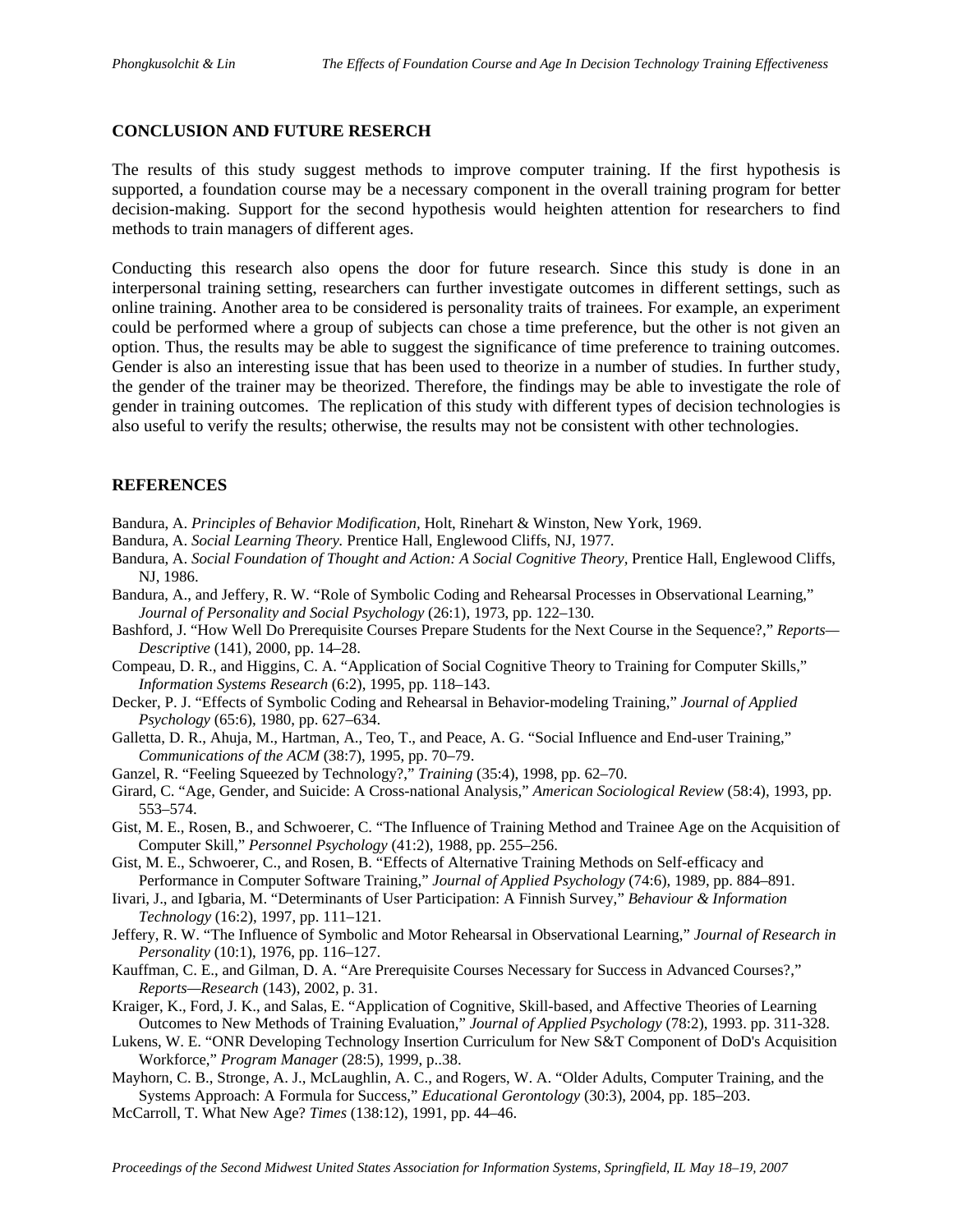## CONCLUSION AND FUTURE RESERCH

The results of this study suggest methods to improve computer training. If the first hypothesis is supported, a foundation course may be a necessary component in the overall training program for better decision-making. Support for the second hypothesis would heighten attention for researchers to find methods to train managers of different ages.

Conducting this research also opens the door for future research. Since this study is done in an interpersonal training setting, researchers can further investigate outcomes in different settings, such as online training. Another area to be considered is personality traits of trainees. For example, an experiment could be performed where a group of subjects can chose a time preference, but the other is not given an option. Thus, the results may be able to suggest the significance of time preference to training outcomes. Gender is also an interesting issue that has been used to theorize in a number of studies. In further study, the gender of the trainer may be theorized. Therefore, the findings may be able to investigate the role of gender in training outcomes. The replication of this study with different types of decision technologies is also useful to verify the results; otherwise, the results may not be consistent with other technologies.

## REFERENCES

Bandura, A. *Principles of Behavior Modification,* Holt, Rinehart & Winston, New York, 1969.

Bandura, A. *Social Learning Theory.* Prentice Hall, Englewood Cliffs, NJ, 1977.

Bandura, A. *Social Foundation of Thought and Action: A Social Cognitive Theory,* Prentice Hall, Englewood Cliffs, NJ, 1986.

Bandura, A., and Jeffery, R. W. "Role of Symbolic Coding and Rehearsal Processes in Observational Learning," *Journal of Personality and Social Psychology* (26:1), 1973, pp. 122–130.

Bashford, J. "How Well Do Prerequisite Courses Prepare Students for the Next Course in the Sequence?," *Reports—Descriptive* (141), 2000, pp. 14–28.

Compeau, D. R., and Higgins, C. A. "Application of Social Cognitive Theory to Training for Computer Skills," *Information Systems Research* (6:2), 1995, pp. 118–143.

Decker, P. J. "Effects of Symbolic Coding and Rehearsal in Behavior-modeling Training," *Journal of Applied Psychology* (65:6), 1980, pp. 627–634.

Galletta, D. R., Ahuja, M., Hartman, A., Teo, T., and Peace, A. G. "Social Influence and End-user Training," *Communications of the ACM* (38:7), 1995, pp. 70–79.

Ganzel, R. "Feeling Squeezed by Technology?," *Training* (35:4), 1998, pp. 62–70.

Girard, C. "Age, Gender, and Suicide: A Cross-national Analysis," *American Sociological Review* (58:4), 1993, pp. 553–574.

Gist, M. E., Rosen, B., and Schwoerer, C. "The Influence of Training Method and Trainee Age on the Acquisition of Computer Skill," *Personnel Psychology* (41:2), 1988, pp. 255–256.

Gist, M. E., Schwoerer, C., and Rosen, B. "Effects of Alternative Training Methods on Self-efficacy and Performance in Computer Software Training," *Journal of Applied Psychology* (74:6), 1989, pp. 884–891.

Iivari, J., and Igbaria, M. "Determinants of User Participation: A Finnish Survey," *Behaviour & Information Technology* (16:2), 1997, pp. 111–121.

Jeffery, R. W. "The Influence of Symbolic and Motor Rehearsal in Observational Learning," *Journal of Research in Personality* (10:1), 1976, pp. 116–127.

Kauffman, C. E., and Gilman, D. A. "Are Prerequisite Courses Necessary for Success in Advanced Courses?," *Reports—Research* (143), 2002, p. 31.

Kraiger, K., Ford, J. K., and Salas, E. "Application of Cognitive, Skill-based, and Affective Theories of Learning Outcomes to New Methods of Training Evaluation," *Journal of Applied Psychology* (78:2), 1993. pp. 311-328.

Lukens, W. E. "ONR Developing Technology Insertion Curriculum for New S&T Component of DoD's Acquisition Workforce," *Program Manager* (28:5), 1999, p..38.

Mayhorn, C. B., Stronge, A. J., McLaughlin, A. C., and Rogers, W. A. "Older Adults, Computer Training, and the Systems Approach: A Formula for Success," *Educational Gerontology* (30:3), 2004, pp. 185–203.

McCarroll, T. What New Age? *Times* (138:12), 1991, pp. 44–46.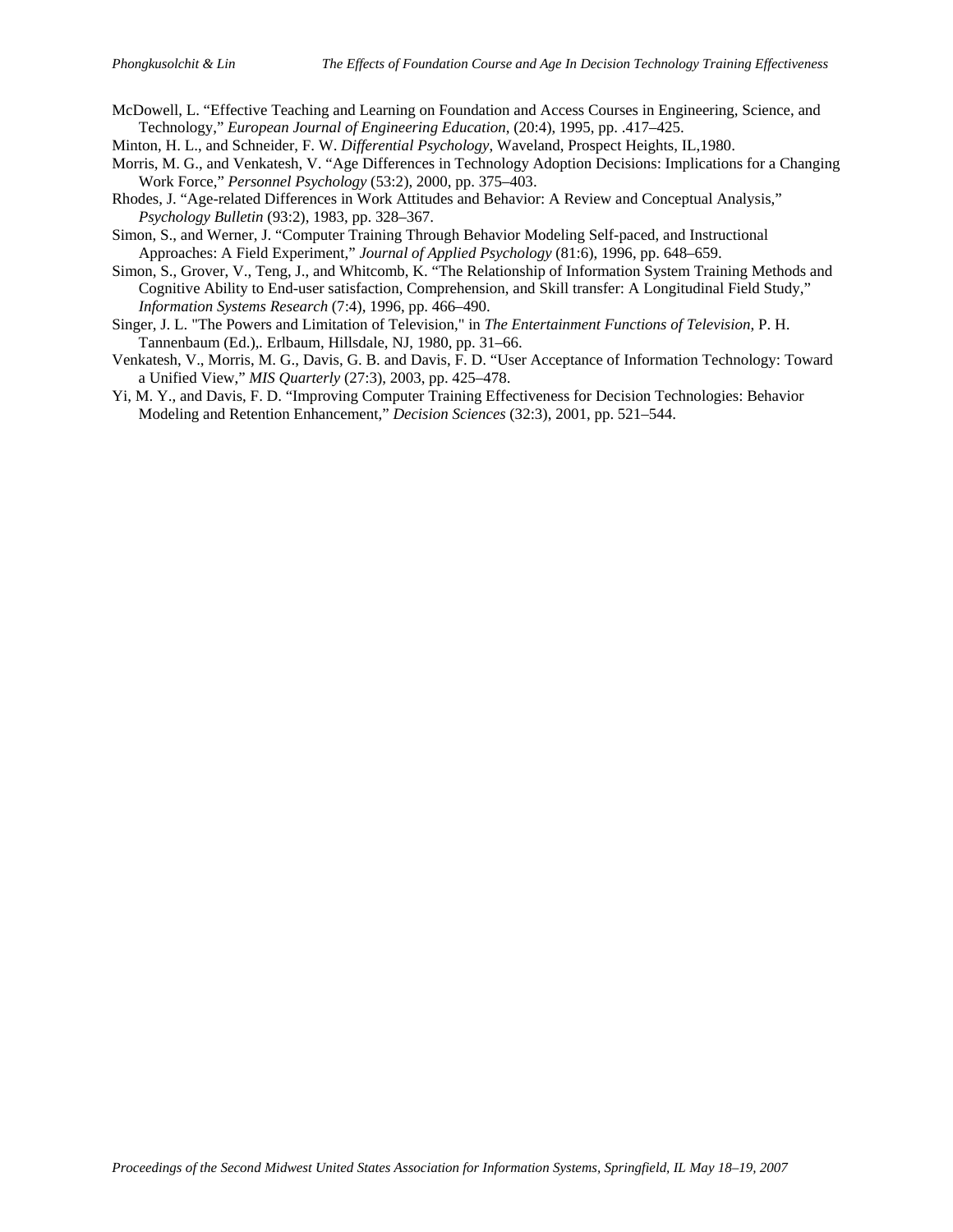McDowell, L. “Effective Teaching and Learning on Foundation and Access Courses in Engineering, Science, and Technology,” *European Journal of Engineering Education*, (20:4), 1995, pp. .417–425.

Minton, H. L., and Schneider, F. W. *Differential Psychology*, Waveland, Prospect Heights, IL,1980.

Morris, M. G., and Venkatesh, V. “Age Differences in Technology Adoption Decisions: Implications for a Changing Work Force,” *Personnel Psychology* (53:2), 2000, pp. 375–403.

Rhodes, J. “Age-related Differences in Work Attitudes and Behavior: A Review and Conceptual Analysis,” *Psychology Bulletin* (93:2), 1983, pp. 328–367.

Simon, S., and Werner, J. “Computer Training Through Behavior Modeling Self-paced, and Instructional Approaches: A Field Experiment,” *Journal of Applied Psychology* (81:6), 1996, pp. 648–659.

Simon, S., Grover, V., Teng, J., and Whitcomb, K. “The Relationship of Information System Training Methods and Cognitive Ability to End-user satisfaction, Comprehension, and Skill transfer: A Longitudinal Field Study,” *Information Systems Research* (7:4), 1996, pp. 466–490.

Singer, J. L. "The Powers and Limitation of Television," in *The Entertainment Functions of Television*, P. H. Tannenbaum (Ed.),. Erlbaum, Hillsdale, NJ, 1980, pp. 31–66.

Venkatesh, V., Morris, M. G., Davis, G. B. and Davis, F. D. “User Acceptance of Information Technology: Toward a Unified View,” *MIS Quarterly* (27:3), 2003, pp. 425–478.

Yi, M. Y., and Davis, F. D. “Improving Computer Training Effectiveness for Decision Technologies: Behavior Modeling and Retention Enhancement,” *Decision Sciences* (32:3), 2001, pp. 521–544.